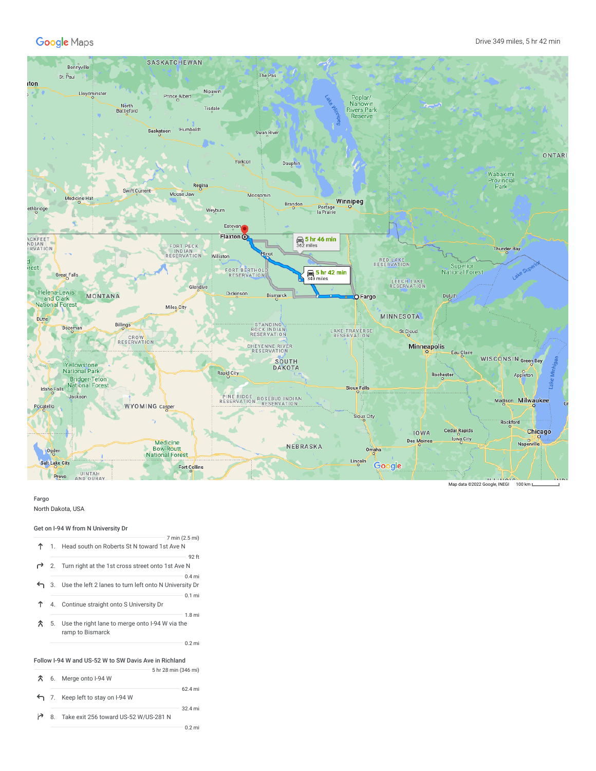Google Maps

Drive 349 miles, 5 hr 42 min

Fargo
North Dakota, USA

### Get on I-94 W from N University Dr

7 min (2.5 mi)

1. Head south on Roberts St N toward 1st Ave N

   92 ft

2. Turn right at the 1st cross street onto 1st Ave N

   0.4 mi

3. Use the left 2 lanes to turn left onto N University Dr

   0.1 mi

4. Continue straight onto S University Dr

   1.8 mi

5. Use the right lane to merge onto I-94 W via the ramp to Bismarck

   0.2 mi

### Follow I-94 W and US-52 W to SW Davis Ave in Richland

5 hr 28 min (346 mi)

6. Merge onto I-94 W

   62.4 mi

7. Keep left to stay on I-94 W

   32.4 mi

8. Take exit 256 toward US-52 W/US-281 N

   0.2 mi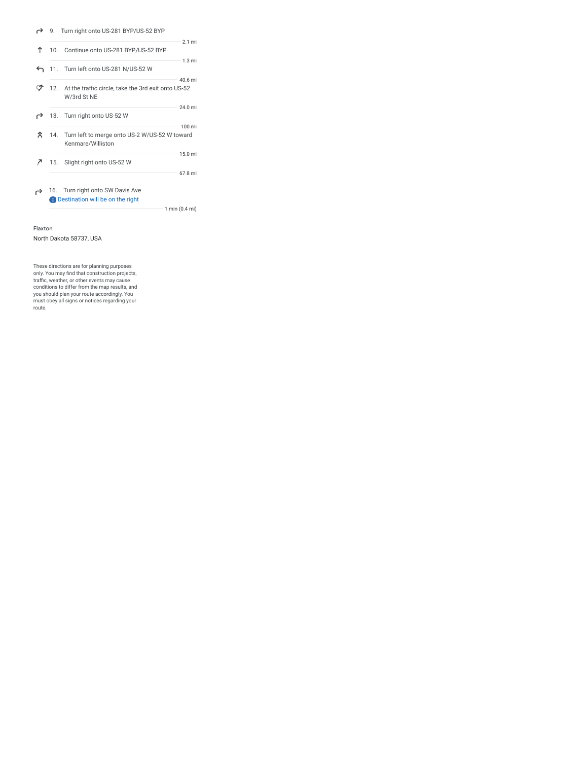9. Turn right onto US-281 BYP/US-52 BYP

2.1 mi

10. Continue onto US-281 BYP/US-52 BYP

1.3 mi

11. Turn left onto US-281 N/US-52 W

40.6 mi

12. At the traffic circle, take the 3rd exit onto US-52 W/3rd St NE

24.0 mi

13. Turn right onto US-52 W

100 mi

14. Turn left to merge onto US-2 W/US-52 W toward Kenmare/Williston

15.0 mi

15. Slight right onto US-52 W

67.8 mi

16. Turn right onto SW Davis Ave

Destination will be on the right

1 min (0.4 mi)

Flaxton

North Dakota 58737, USA

These directions are for planning purposes only. You may find that construction projects, traffic, weather, or other events may cause conditions to differ from the map results, and you should plan your route accordingly. You must obey all signs or notices regarding your route.